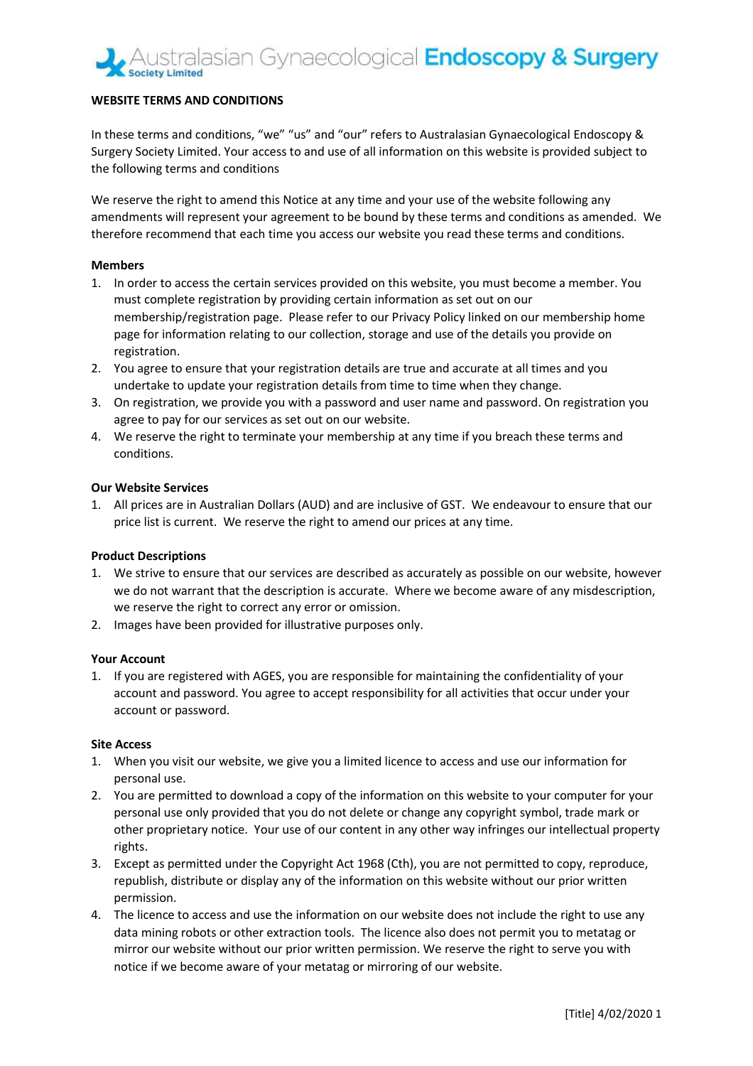# WEBSITE TERMS AND CONDITIONS

In these terms and conditions, “we” “us” and “our” refers to Australasian Gynaecological Endoscopy & Surgery Society Limited. Your access to and use of all information on this website is provided subject to the following terms and conditions

We reserve the right to amend this Notice at any time and your use of the website following any amendments will represent your agreement to be bound by these terms and conditions as amended. We therefore recommend that each time you access our website you read these terms and conditions.

## Members

1. In order to access the certain services provided on this website, you must become a member. You must complete registration by providing certain information as set out on our membership/registration page. Please refer to our Privacy Policy linked on our membership home page for information relating to our collection, storage and use of the details you provide on registration.
2. You agree to ensure that your registration details are true and accurate at all times and you undertake to update your registration details from time to time when they change.
3. On registration, we provide you with a password and user name and password. On registration you agree to pay for our services as set out on our website.
4. We reserve the right to terminate your membership at any time if you breach these terms and conditions.

## Our Website Services

1. All prices are in Australian Dollars (AUD) and are inclusive of GST. We endeavour to ensure that our price list is current. We reserve the right to amend our prices at any time.

## Product Descriptions

1. We strive to ensure that our services are described as accurately as possible on our website, however we do not warrant that the description is accurate. Where we become aware of any misdescription, we reserve the right to correct any error or omission.
2. Images have been provided for illustrative purposes only.

## Your Account

1. If you are registered with AGES, you are responsible for maintaining the confidentiality of your account and password. You agree to accept responsibility for all activities that occur under your account or password.

## Site Access

1. When you visit our website, we give you a limited licence to access and use our information for personal use.
2. You are permitted to download a copy of the information on this website to your computer for your personal use only provided that you do not delete or change any copyright symbol, trade mark or other proprietary notice. Your use of our content in any other way infringes our intellectual property rights.
3. Except as permitted under the Copyright Act 1968 (Cth), you are not permitted to copy, reproduce, republish, distribute or display any of the information on this website without our prior written permission.
4. The licence to access and use the information on our website does not include the right to use any data mining robots or other extraction tools. The licence also does not permit you to metatag or mirror our website without our prior written permission. We reserve the right to serve you with notice if we become aware of your metatag or mirroring of our website.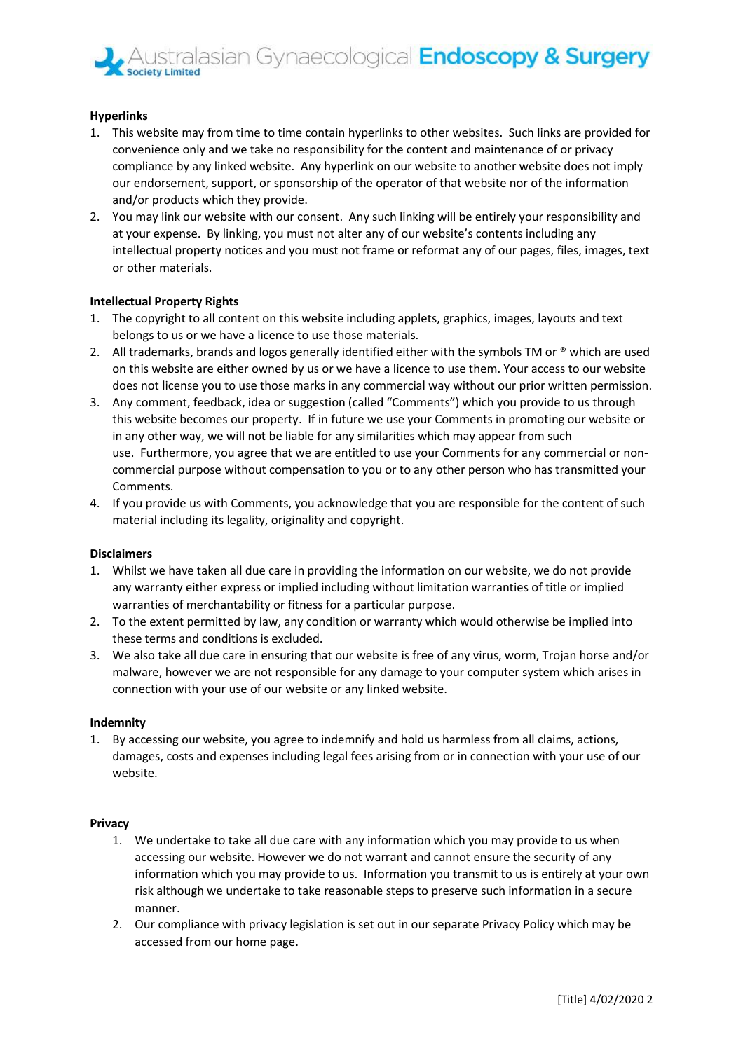**Hyperlinks**

1. This website may from time to time contain hyperlinks to other websites. Such links are provided for convenience only and we take no responsibility for the content and maintenance of or privacy compliance by any linked website. Any hyperlink on our website to another website does not imply our endorsement, support, or sponsorship of the operator of that website nor of the information and/or products which they provide.
2. You may link our website with our consent. Any such linking will be entirely your responsibility and at your expense. By linking, you must not alter any of our website's contents including any intellectual property notices and you must not frame or reformat any of our pages, files, images, text or other materials.

**Intellectual Property Rights**

1. The copyright to all content on this website including applets, graphics, images, layouts and text belongs to us or we have a licence to use those materials.
2. All trademarks, brands and logos generally identified either with the symbols TM or ® which are used on this website are either owned by us or we have a licence to use them. Your access to our website does not license you to use those marks in any commercial way without our prior written permission.
3. Any comment, feedback, idea or suggestion (called "Comments") which you provide to us through this website becomes our property. If in future we use your Comments in promoting our website or in any other way, we will not be liable for any similarities which may appear from such use. Furthermore, you agree that we are entitled to use your Comments for any commercial or non-commercial purpose without compensation to you or to any other person who has transmitted your Comments.
4. If you provide us with Comments, you acknowledge that you are responsible for the content of such material including its legality, originality and copyright.

**Disclaimers**

1. Whilst we have taken all due care in providing the information on our website, we do not provide any warranty either express or implied including without limitation warranties of title or implied warranties of merchantability or fitness for a particular purpose.
2. To the extent permitted by law, any condition or warranty which would otherwise be implied into these terms and conditions is excluded.
3. We also take all due care in ensuring that our website is free of any virus, worm, Trojan horse and/or malware, however we are not responsible for any damage to your computer system which arises in connection with your use of our website or any linked website.

**Indemnity**

1. By accessing our website, you agree to indemnify and hold us harmless from all claims, actions, damages, costs and expenses including legal fees arising from or in connection with your use of our website.

**Privacy**

1. We undertake to take all due care with any information which you may provide to us when accessing our website. However we do not warrant and cannot ensure the security of any information which you may provide to us. Information you transmit to us is entirely at your own risk although we undertake to take reasonable steps to preserve such information in a secure manner.
2. Our compliance with privacy legislation is set out in our separate Privacy Policy which may be accessed from our home page.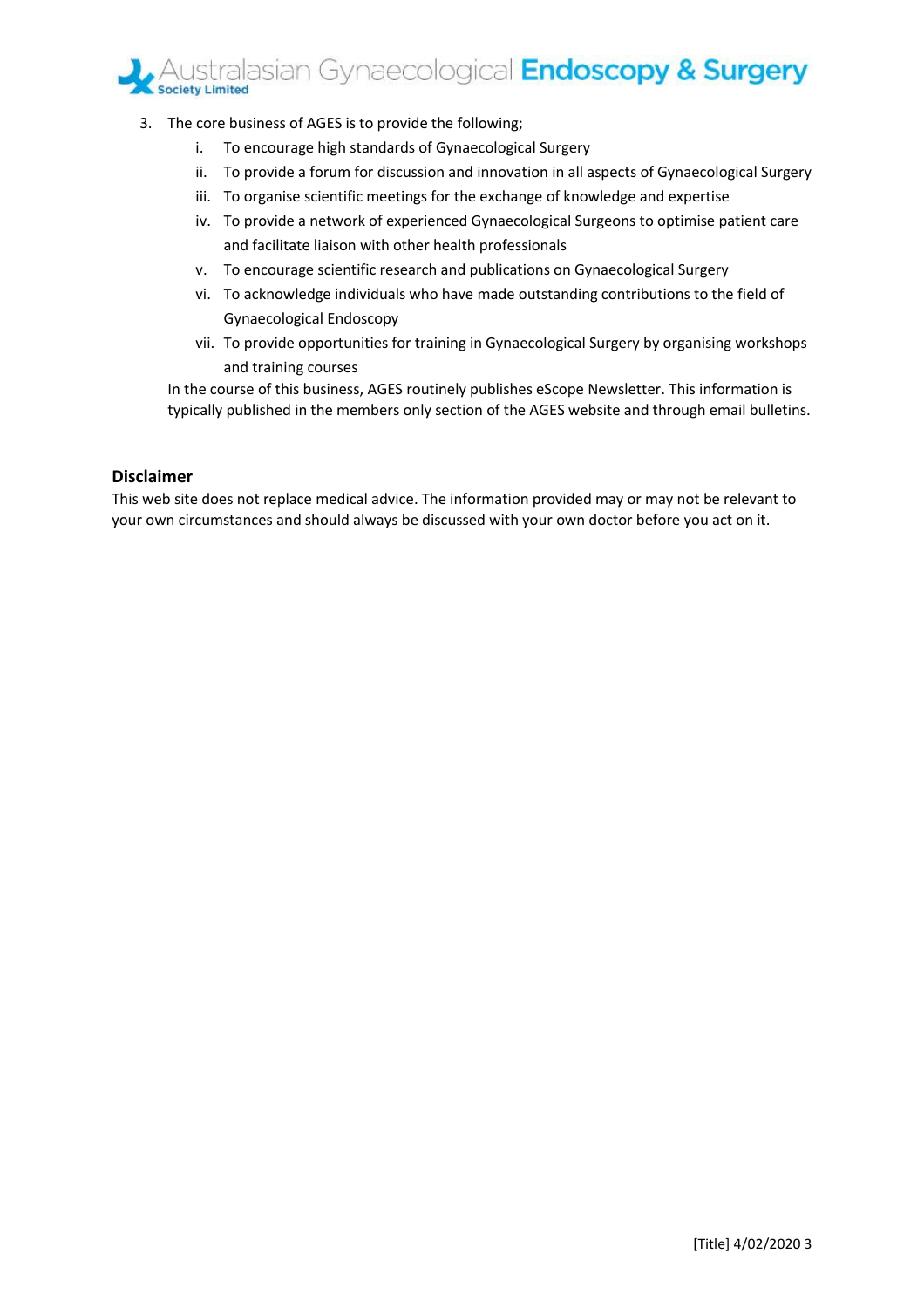3. The core business of AGES is to provide the following;
    i. To encourage high standards of Gynaecological Surgery
    ii. To provide a forum for discussion and innovation in all aspects of Gynaecological Surgery
    iii. To organise scientific meetings for the exchange of knowledge and expertise
    iv. To provide a network of experienced Gynaecological Surgeons to optimise patient care and facilitate liaison with other health professionals
    v. To encourage scientific research and publications on Gynaecological Surgery
    vi. To acknowledge individuals who have made outstanding contributions to the field of Gynaecological Endoscopy
    vii. To provide opportunities for training in Gynaecological Surgery by organising workshops and training courses

    In the course of this business, AGES routinely publishes eScope Newsletter. This information is typically published in the members only section of the AGES website and through email bulletins.

## Disclaimer

This web site does not replace medical advice. The information provided may or may not be relevant to your own circumstances and should always be discussed with your own doctor before you act on it.